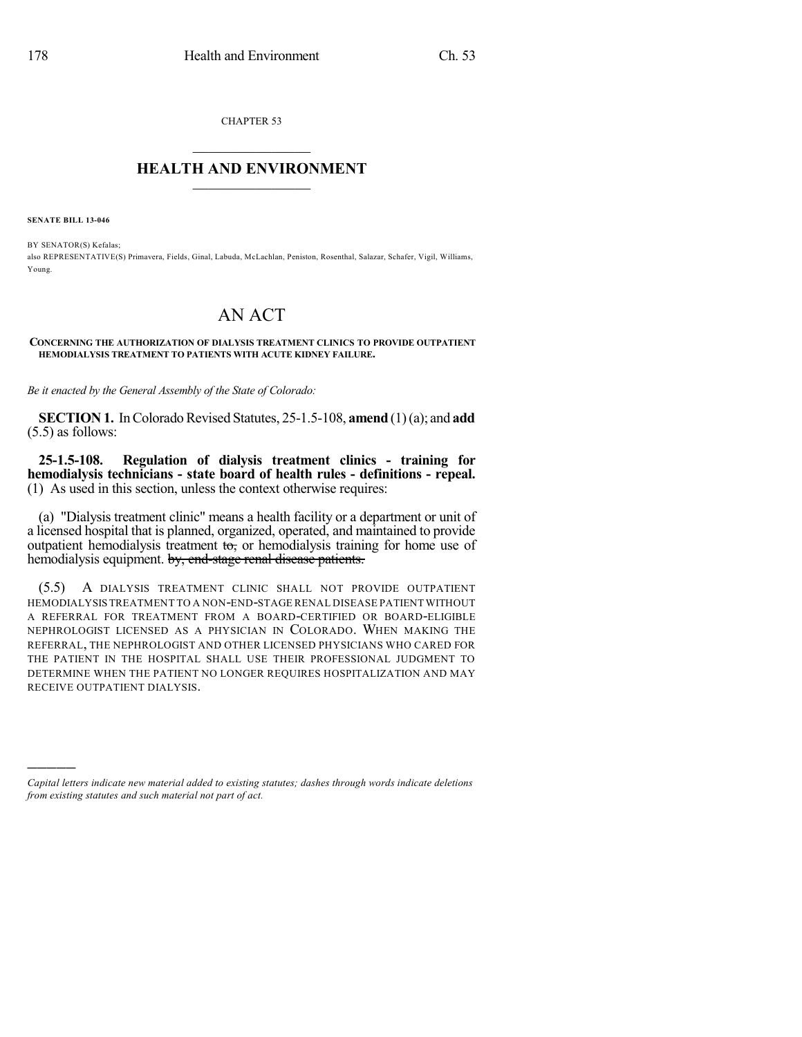CHAPTER 53

# HEALTH AND ENVIRONMENT

**SENATE BILL 13-046**

BY SENATOR(S) Kefalas;
also REPRESENTATIVE(S) Primavera, Fields, Ginal, Labuda, McLachlan, Peniston, Rosenthal, Salazar, Schafer, Vigil, Williams, Young.

# AN ACT

**CONCERNING THE AUTHORIZATION OF DIALYSIS TREATMENT CLINICS TO PROVIDE OUTPATIENT HEMODIALYSIS TREATMENT TO PATIENTS WITH ACUTE KIDNEY FAILURE.**

*Be it enacted by the General Assembly of the State of Colorado:*

**SECTION 1.** In Colorado Revised Statutes, 25-1.5-108, **amend** (1) (a); and **add** (5.5) as follows:

**25-1.5-108. Regulation of dialysis treatment clinics - training for hemodialysis technicians - state board of health rules - definitions - repeal.** (1) As used in this section, unless the context otherwise requires:

(a) "Dialysis treatment clinic" means a health facility or a department or unit of a licensed hospital that is planned, organized, operated, and maintained to provide outpatient hemodialysis treatment ~~to,~~ or hemodialysis training for home use of hemodialysis equipment. ~~by, end-stage renal disease patients.~~

(5.5) A DIALYSIS TREATMENT CLINIC SHALL NOT PROVIDE OUTPATIENT HEMODIALYSIS TREATMENT TO A NON-END-STAGE RENAL DISEASE PATIENT WITHOUT A REFERRAL FOR TREATMENT FROM A BOARD-CERTIFIED OR BOARD-ELIGIBLE NEPHROLOGIST LICENSED AS A PHYSICIAN IN COLORADO. WHEN MAKING THE REFERRAL, THE NEPHROLOGIST AND OTHER LICENSED PHYSICIANS WHO CARED FOR THE PATIENT IN THE HOSPITAL SHALL USE THEIR PROFESSIONAL JUDGMENT TO DETERMINE WHEN THE PATIENT NO LONGER REQUIRES HOSPITALIZATION AND MAY RECEIVE OUTPATIENT DIALYSIS.

---

*Capital letters indicate new material added to existing statutes; dashes through words indicate deletions from existing statutes and such material not part of act.*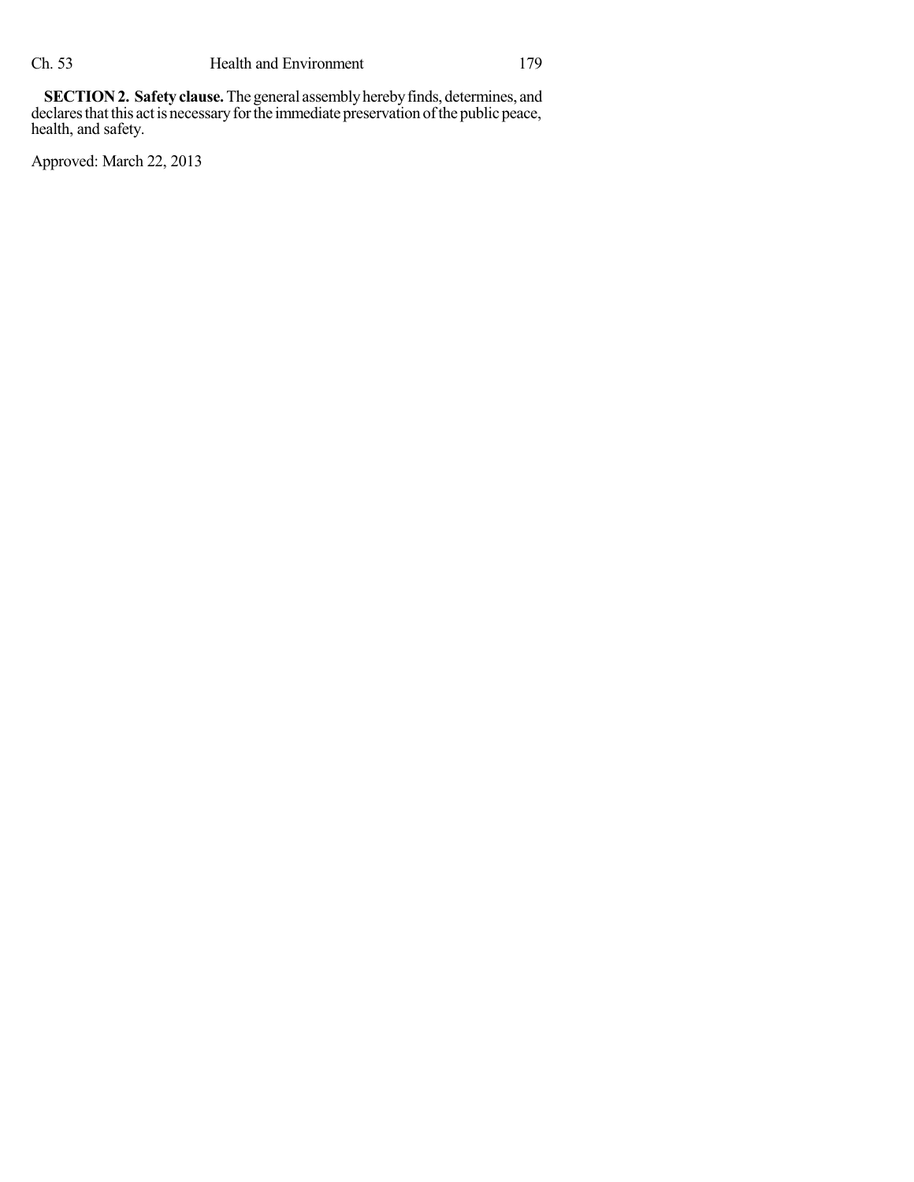**SECTION 2. Safety clause.** The general assembly hereby finds, determines, and declares that this act is necessary for the immediate preservation of the public peace, health, and safety.

Approved: March 22, 2013